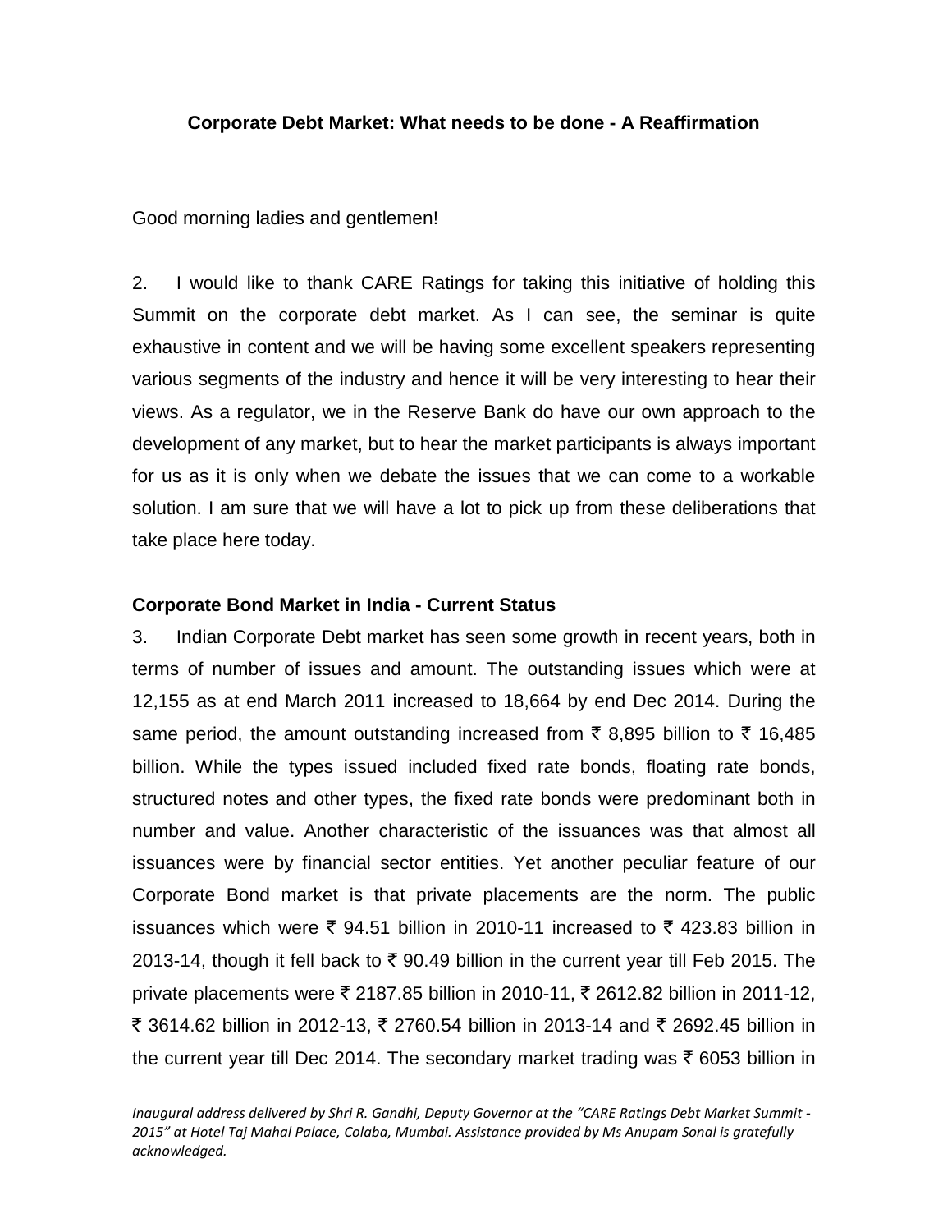# Corporate Debt Market: What needs to be done - A Reaffirmation

Good morning ladies and gentlemen!

2. I would like to thank CARE Ratings for taking this initiative of holding this Summit on the corporate debt market. As I can see, the seminar is quite exhaustive in content and we will be having some excellent speakers representing various segments of the industry and hence it will be very interesting to hear their views. As a regulator, we in the Reserve Bank do have our own approach to the development of any market, but to hear the market participants is always important for us as it is only when we debate the issues that we can come to a workable solution. I am sure that we will have a lot to pick up from these deliberations that take place here today.

## Corporate Bond Market in India - Current Status

3. Indian Corporate Debt market has seen some growth in recent years, both in terms of number of issues and amount. The outstanding issues which were at 12,155 as at end March 2011 increased to 18,664 by end Dec 2014. During the same period, the amount outstanding increased from ₹ 8,895 billion to ₹ 16,485 billion. While the types issued included fixed rate bonds, floating rate bonds, structured notes and other types, the fixed rate bonds were predominant both in number and value. Another characteristic of the issuances was that almost all issuances were by financial sector entities. Yet another peculiar feature of our Corporate Bond market is that private placements are the norm. The public issuances which were ₹ 94.51 billion in 2010-11 increased to ₹ 423.83 billion in 2013-14, though it fell back to ₹ 90.49 billion in the current year till Feb 2015. The private placements were ₹ 2187.85 billion in 2010-11, ₹ 2612.82 billion in 2011-12, ₹ 3614.62 billion in 2012-13, ₹ 2760.54 billion in 2013-14 and ₹ 2692.45 billion in the current year till Dec 2014. The secondary market trading was ₹ 6053 billion in

*Inaugural address delivered by Shri R. Gandhi, Deputy Governor at the "CARE Ratings Debt Market Summit - 2015" at Hotel Taj Mahal Palace, Colaba, Mumbai. Assistance provided by Ms Anupam Sonal is gratefully acknowledged.*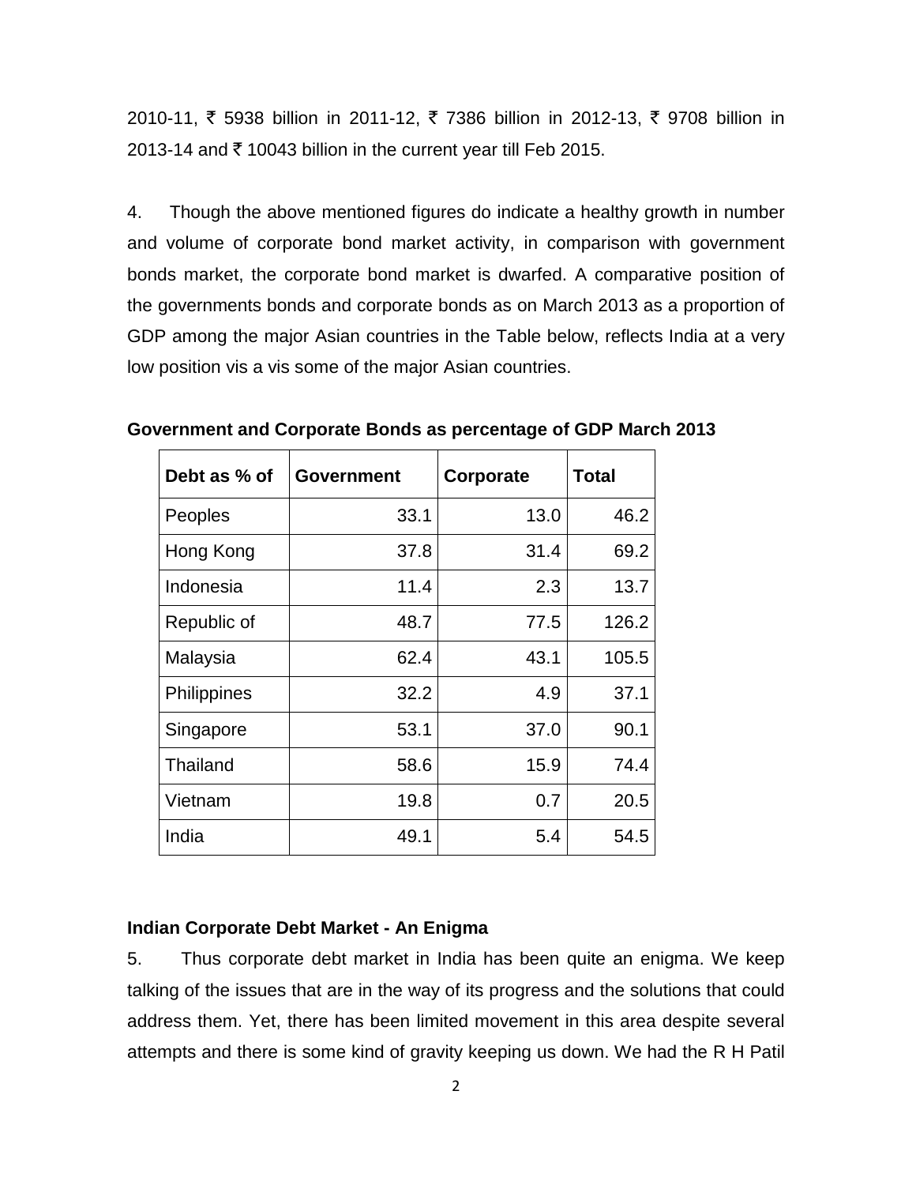2010-11, ₹ 5938 billion in 2011-12, ₹ 7386 billion in 2012-13, ₹ 9708 billion in 2013-14 and ₹ 10043 billion in the current year till Feb 2015.

4. Though the above mentioned figures do indicate a healthy growth in number and volume of corporate bond market activity, in comparison with government bonds market, the corporate bond market is dwarfed. A comparative position of the governments bonds and corporate bonds as on March 2013 as a proportion of GDP among the major Asian countries in the Table below, reflects India at a very low position vis a vis some of the major Asian countries.

**Government and Corporate Bonds as percentage of GDP March 2013**

| Debt as % of | Government | Corporate | Total |
|---|---|---|---|
| Peoples | 33.1 | 13.0 | 46.2 |
| Hong Kong | 37.8 | 31.4 | 69.2 |
| Indonesia | 11.4 | 2.3 | 13.7 |
| Republic of | 48.7 | 77.5 | 126.2 |
| Malaysia | 62.4 | 43.1 | 105.5 |
| Philippines | 32.2 | 4.9 | 37.1 |
| Singapore | 53.1 | 37.0 | 90.1 |
| Thailand | 58.6 | 15.9 | 74.4 |
| Vietnam | 19.8 | 0.7 | 20.5 |
| India | 49.1 | 5.4 | 54.5 |

**Indian Corporate Debt Market - An Enigma**

5. Thus corporate debt market in India has been quite an enigma. We keep talking of the issues that are in the way of its progress and the solutions that could address them. Yet, there has been limited movement in this area despite several attempts and there is some kind of gravity keeping us down. We had the R H Patil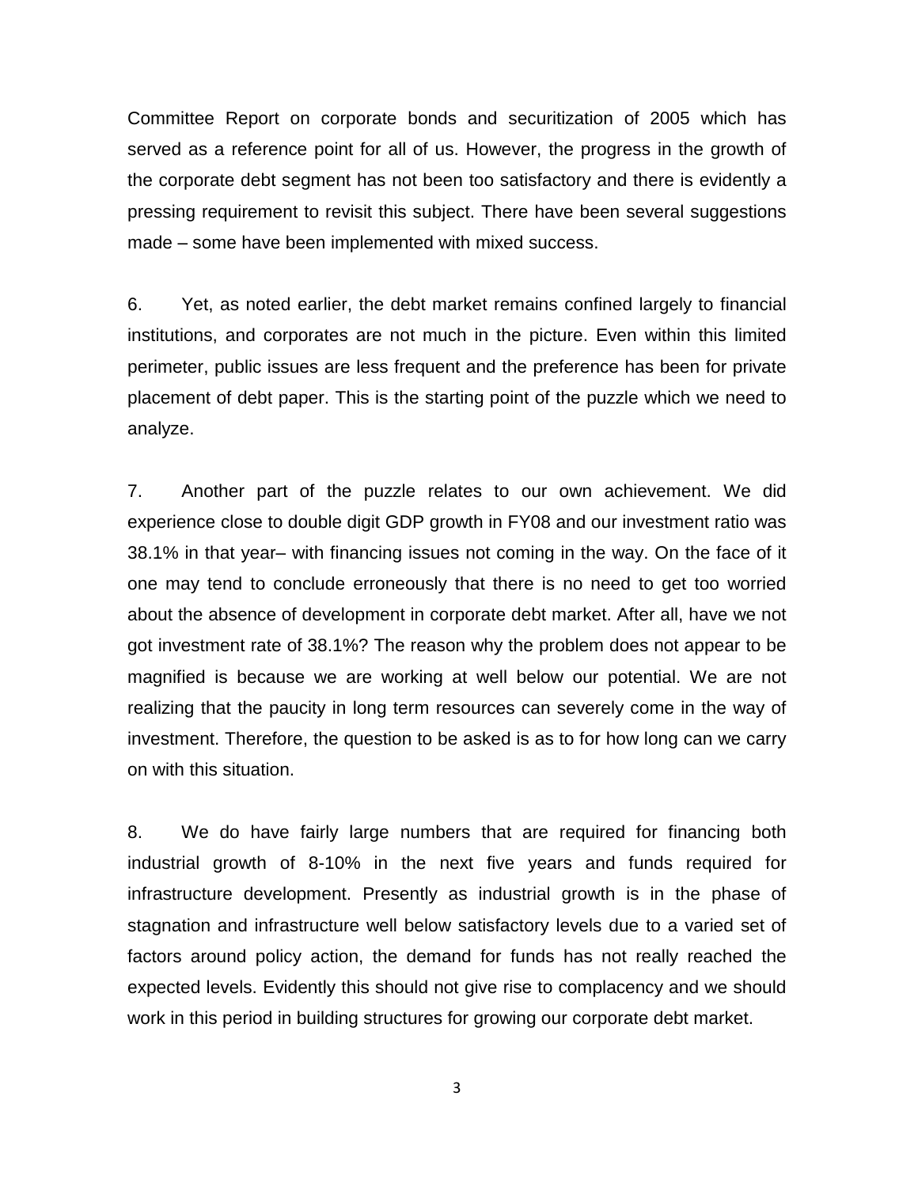Committee Report on corporate bonds and securitization of 2005 which has served as a reference point for all of us. However, the progress in the growth of the corporate debt segment has not been too satisfactory and there is evidently a pressing requirement to revisit this subject. There have been several suggestions made – some have been implemented with mixed success.

6. Yet, as noted earlier, the debt market remains confined largely to financial institutions, and corporates are not much in the picture. Even within this limited perimeter, public issues are less frequent and the preference has been for private placement of debt paper. This is the starting point of the puzzle which we need to analyze.

7. Another part of the puzzle relates to our own achievement. We did experience close to double digit GDP growth in FY08 and our investment ratio was 38.1% in that year– with financing issues not coming in the way. On the face of it one may tend to conclude erroneously that there is no need to get too worried about the absence of development in corporate debt market. After all, have we not got investment rate of 38.1%? The reason why the problem does not appear to be magnified is because we are working at well below our potential. We are not realizing that the paucity in long term resources can severely come in the way of investment. Therefore, the question to be asked is as to for how long can we carry on with this situation.

8. We do have fairly large numbers that are required for financing both industrial growth of 8-10% in the next five years and funds required for infrastructure development. Presently as industrial growth is in the phase of stagnation and infrastructure well below satisfactory levels due to a varied set of factors around policy action, the demand for funds has not really reached the expected levels. Evidently this should not give rise to complacency and we should work in this period in building structures for growing our corporate debt market.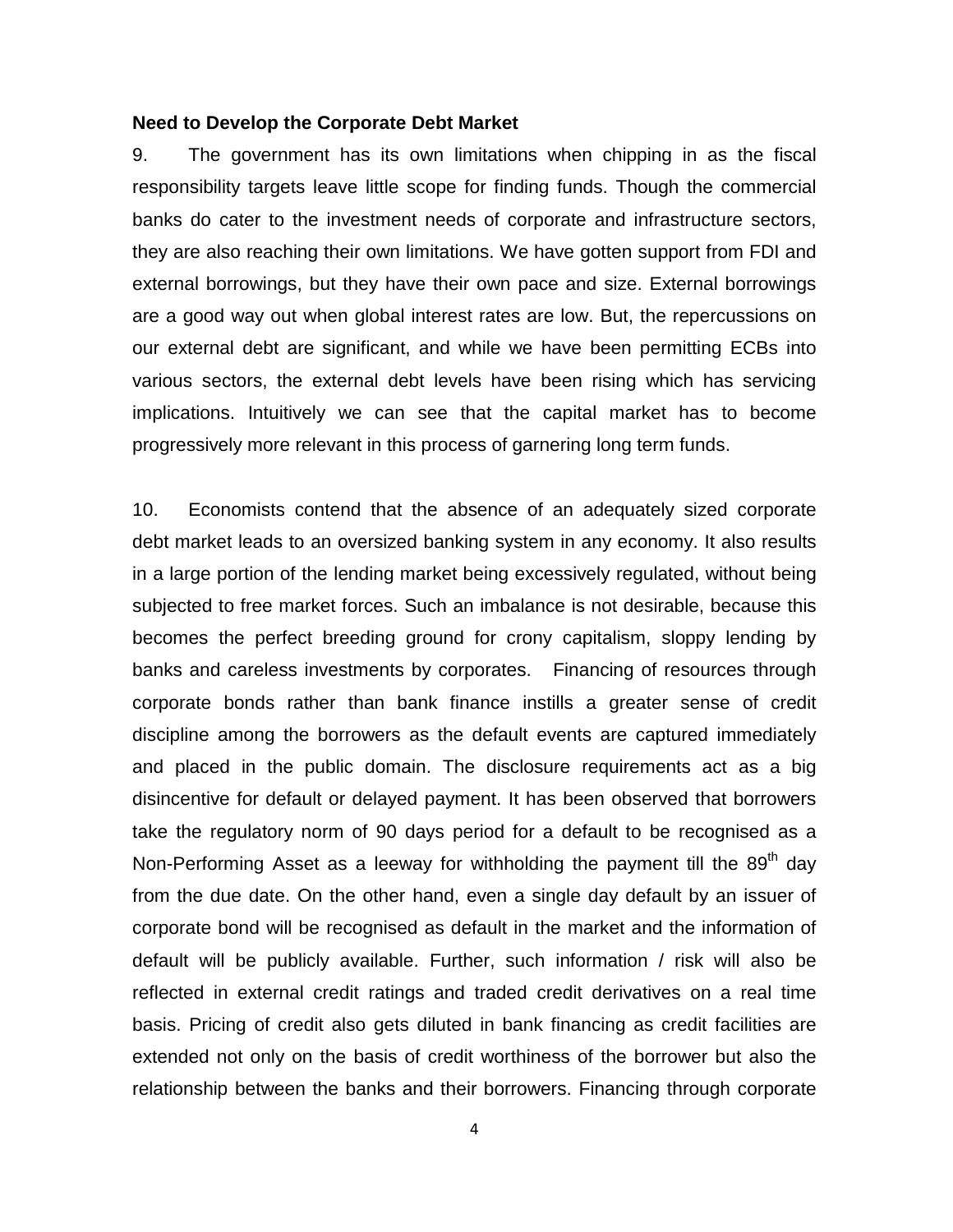**Need to Develop the Corporate Debt Market**

9. The government has its own limitations when chipping in as the fiscal responsibility targets leave little scope for finding funds. Though the commercial banks do cater to the investment needs of corporate and infrastructure sectors, they are also reaching their own limitations. We have gotten support from FDI and external borrowings, but they have their own pace and size. External borrowings are a good way out when global interest rates are low. But, the repercussions on our external debt are significant, and while we have been permitting ECBs into various sectors, the external debt levels have been rising which has servicing implications. Intuitively we can see that the capital market has to become progressively more relevant in this process of garnering long term funds.

10. Economists contend that the absence of an adequately sized corporate debt market leads to an oversized banking system in any economy. It also results in a large portion of the lending market being excessively regulated, without being subjected to free market forces. Such an imbalance is not desirable, because this becomes the perfect breeding ground for crony capitalism, sloppy lending by banks and careless investments by corporates. Financing of resources through corporate bonds rather than bank finance instills a greater sense of credit discipline among the borrowers as the default events are captured immediately and placed in the public domain. The disclosure requirements act as a big disincentive for default or delayed payment. It has been observed that borrowers take the regulatory norm of 90 days period for a default to be recognised as a Non-Performing Asset as a leeway for withholding the payment till the 89th day from the due date. On the other hand, even a single day default by an issuer of corporate bond will be recognised as default in the market and the information of default will be publicly available. Further, such information / risk will also be reflected in external credit ratings and traded credit derivatives on a real time basis. Pricing of credit also gets diluted in bank financing as credit facilities are extended not only on the basis of credit worthiness of the borrower but also the relationship between the banks and their borrowers. Financing through corporate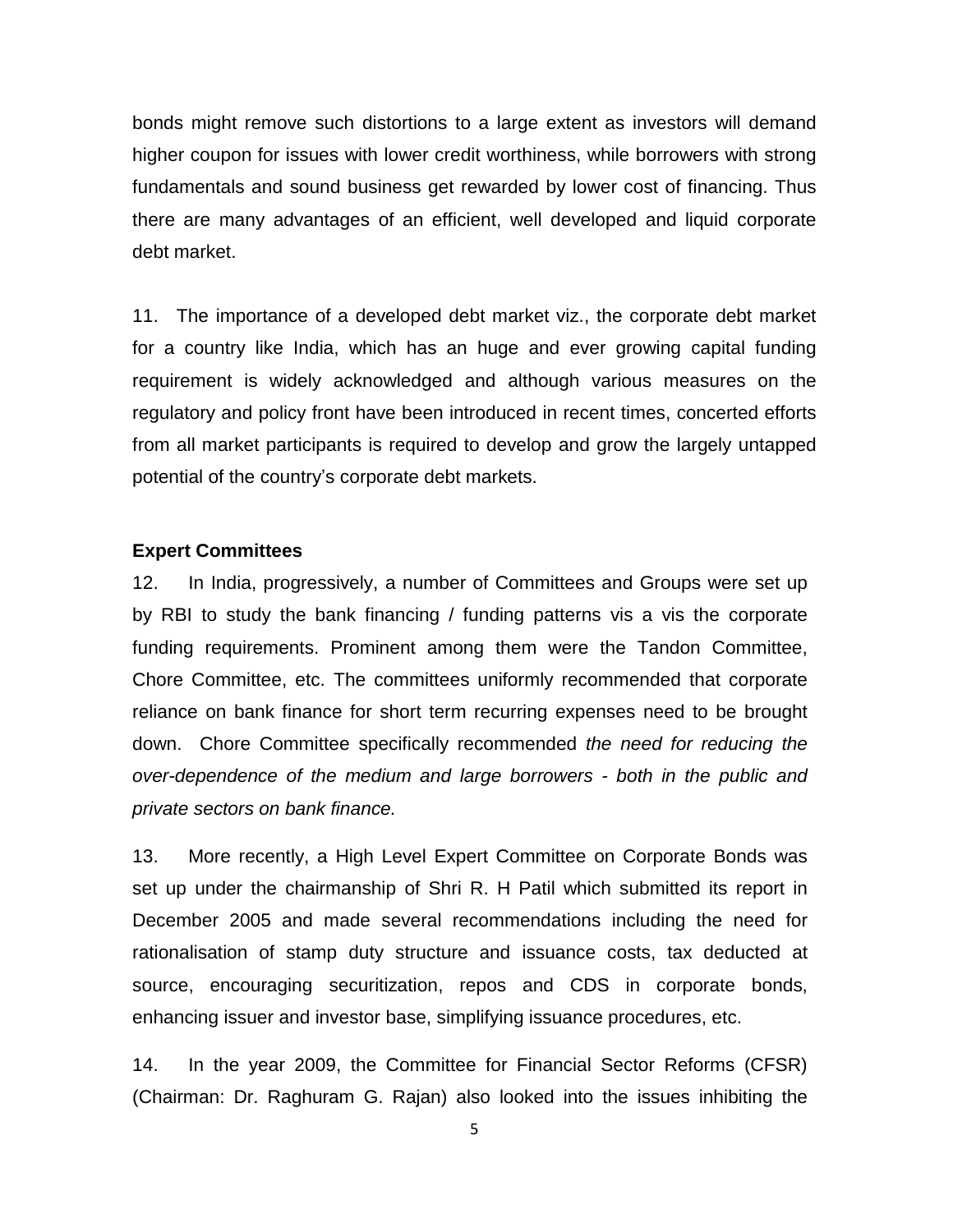bonds might remove such distortions to a large extent as investors will demand higher coupon for issues with lower credit worthiness, while borrowers with strong fundamentals and sound business get rewarded by lower cost of financing. Thus there are many advantages of an efficient, well developed and liquid corporate debt market.

11. The importance of a developed debt market viz., the corporate debt market for a country like India, which has an huge and ever growing capital funding requirement is widely acknowledged and although various measures on the regulatory and policy front have been introduced in recent times, concerted efforts from all market participants is required to develop and grow the largely untapped potential of the country's corporate debt markets.

**Expert Committees**

12. In India, progressively, a number of Committees and Groups were set up by RBI to study the bank financing / funding patterns vis a vis the corporate funding requirements. Prominent among them were the Tandon Committee, Chore Committee, etc. The committees uniformly recommended that corporate reliance on bank finance for short term recurring expenses need to be brought down. Chore Committee specifically recommended *the need for reducing the over-dependence of the medium and large borrowers - both in the public and private sectors on bank finance.*

13. More recently, a High Level Expert Committee on Corporate Bonds was set up under the chairmanship of Shri R. H Patil which submitted its report in December 2005 and made several recommendations including the need for rationalisation of stamp duty structure and issuance costs, tax deducted at source, encouraging securitization, repos and CDS in corporate bonds, enhancing issuer and investor base, simplifying issuance procedures, etc.

14. In the year 2009, the Committee for Financial Sector Reforms (CFSR) (Chairman: Dr. Raghuram G. Rajan) also looked into the issues inhibiting the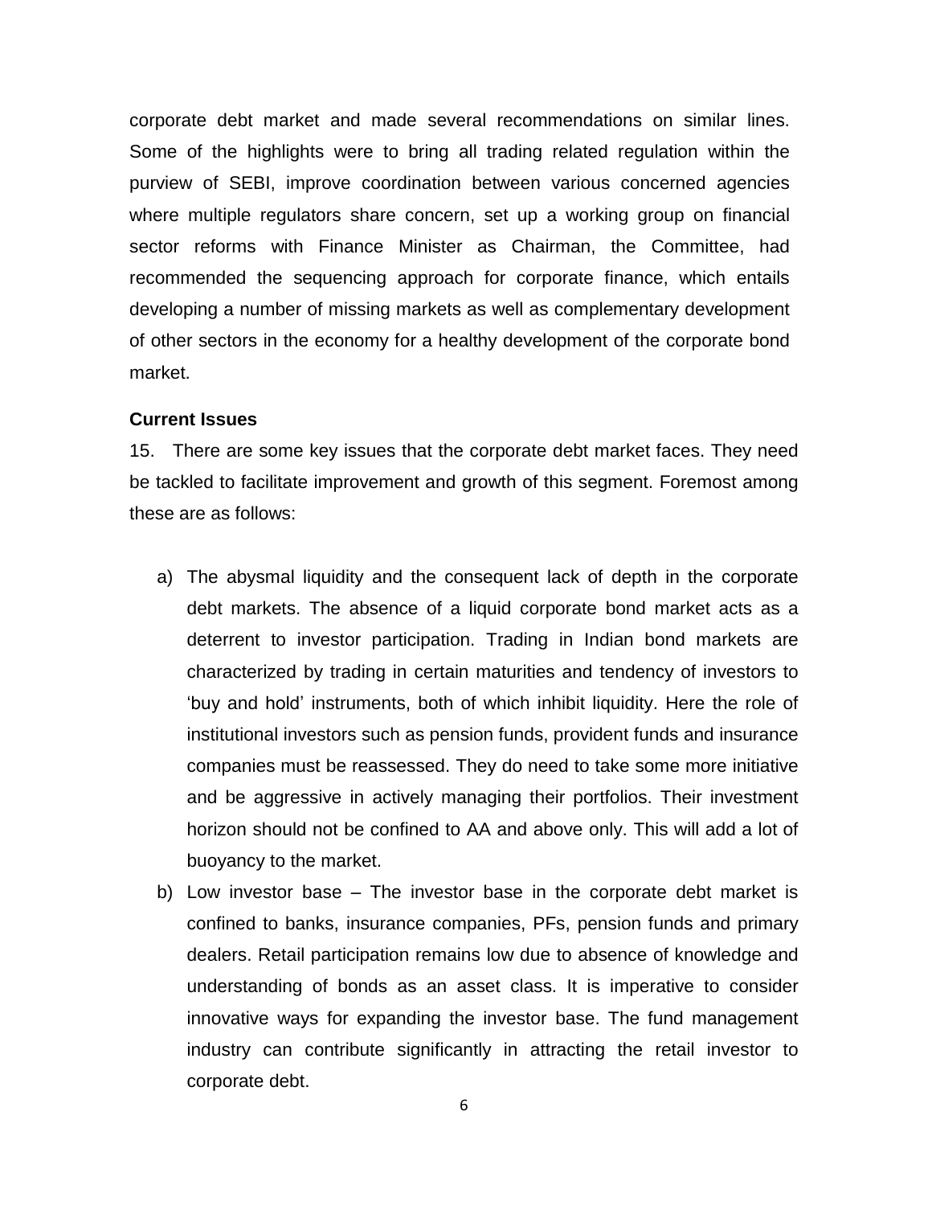corporate debt market and made several recommendations on similar lines. Some of the highlights were to bring all trading related regulation within the purview of SEBI, improve coordination between various concerned agencies where multiple regulators share concern, set up a working group on financial sector reforms with Finance Minister as Chairman, the Committee, had recommended the sequencing approach for corporate finance, which entails developing a number of missing markets as well as complementary development of other sectors in the economy for a healthy development of the corporate bond market.

**Current Issues**

15. There are some key issues that the corporate debt market faces. They need be tackled to facilitate improvement and growth of this segment. Foremost among these are as follows:

a) The abysmal liquidity and the consequent lack of depth in the corporate debt markets. The absence of a liquid corporate bond market acts as a deterrent to investor participation. Trading in Indian bond markets are characterized by trading in certain maturities and tendency of investors to 'buy and hold' instruments, both of which inhibit liquidity. Here the role of institutional investors such as pension funds, provident funds and insurance companies must be reassessed. They do need to take some more initiative and be aggressive in actively managing their portfolios. Their investment horizon should not be confined to AA and above only. This will add a lot of buoyancy to the market.

b) Low investor base – The investor base in the corporate debt market is confined to banks, insurance companies, PFs, pension funds and primary dealers. Retail participation remains low due to absence of knowledge and understanding of bonds as an asset class. It is imperative to consider innovative ways for expanding the investor base. The fund management industry can contribute significantly in attracting the retail investor to corporate debt.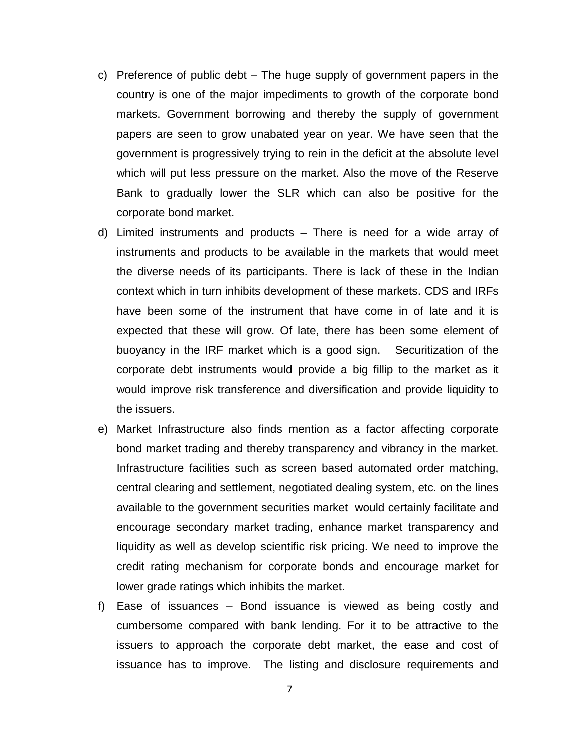c) Preference of public debt – The huge supply of government papers in the country is one of the major impediments to growth of the corporate bond markets. Government borrowing and thereby the supply of government papers are seen to grow unabated year on year. We have seen that the government is progressively trying to rein in the deficit at the absolute level which will put less pressure on the market. Also the move of the Reserve Bank to gradually lower the SLR which can also be positive for the corporate bond market.

d) Limited instruments and products – There is need for a wide array of instruments and products to be available in the markets that would meet the diverse needs of its participants. There is lack of these in the Indian context which in turn inhibits development of these markets. CDS and IRFs have been some of the instrument that have come in of late and it is expected that these will grow. Of late, there has been some element of buoyancy in the IRF market which is a good sign. Securitization of the corporate debt instruments would provide a big fillip to the market as it would improve risk transference and diversification and provide liquidity to the issuers.

e) Market Infrastructure also finds mention as a factor affecting corporate bond market trading and thereby transparency and vibrancy in the market. Infrastructure facilities such as screen based automated order matching, central clearing and settlement, negotiated dealing system, etc. on the lines available to the government securities market would certainly facilitate and encourage secondary market trading, enhance market transparency and liquidity as well as develop scientific risk pricing. We need to improve the credit rating mechanism for corporate bonds and encourage market for lower grade ratings which inhibits the market.

f) Ease of issuances – Bond issuance is viewed as being costly and cumbersome compared with bank lending. For it to be attractive to the issuers to approach the corporate debt market, the ease and cost of issuance has to improve. The listing and disclosure requirements and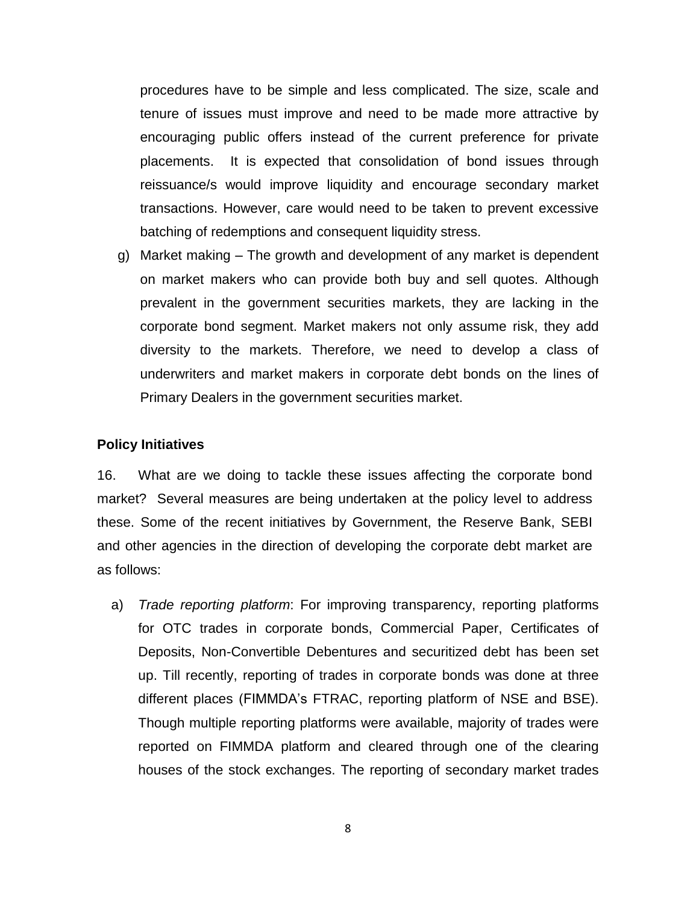procedures have to be simple and less complicated. The size, scale and tenure of issues must improve and need to be made more attractive by encouraging public offers instead of the current preference for private placements. It is expected that consolidation of bond issues through reissuance/s would improve liquidity and encourage secondary market transactions. However, care would need to be taken to prevent excessive batching of redemptions and consequent liquidity stress.

g) Market making – The growth and development of any market is dependent on market makers who can provide both buy and sell quotes. Although prevalent in the government securities markets, they are lacking in the corporate bond segment. Market makers not only assume risk, they add diversity to the markets. Therefore, we need to develop a class of underwriters and market makers in corporate debt bonds on the lines of Primary Dealers in the government securities market.

**Policy Initiatives**

16. What are we doing to tackle these issues affecting the corporate bond market? Several measures are being undertaken at the policy level to address these. Some of the recent initiatives by Government, the Reserve Bank, SEBI and other agencies in the direction of developing the corporate debt market are as follows:

a) *Trade reporting platform*: For improving transparency, reporting platforms for OTC trades in corporate bonds, Commercial Paper, Certificates of Deposits, Non-Convertible Debentures and securitized debt has been set up. Till recently, reporting of trades in corporate bonds was done at three different places (FIMMDA's FTRAC, reporting platform of NSE and BSE). Though multiple reporting platforms were available, majority of trades were reported on FIMMDA platform and cleared through one of the clearing houses of the stock exchanges. The reporting of secondary market trades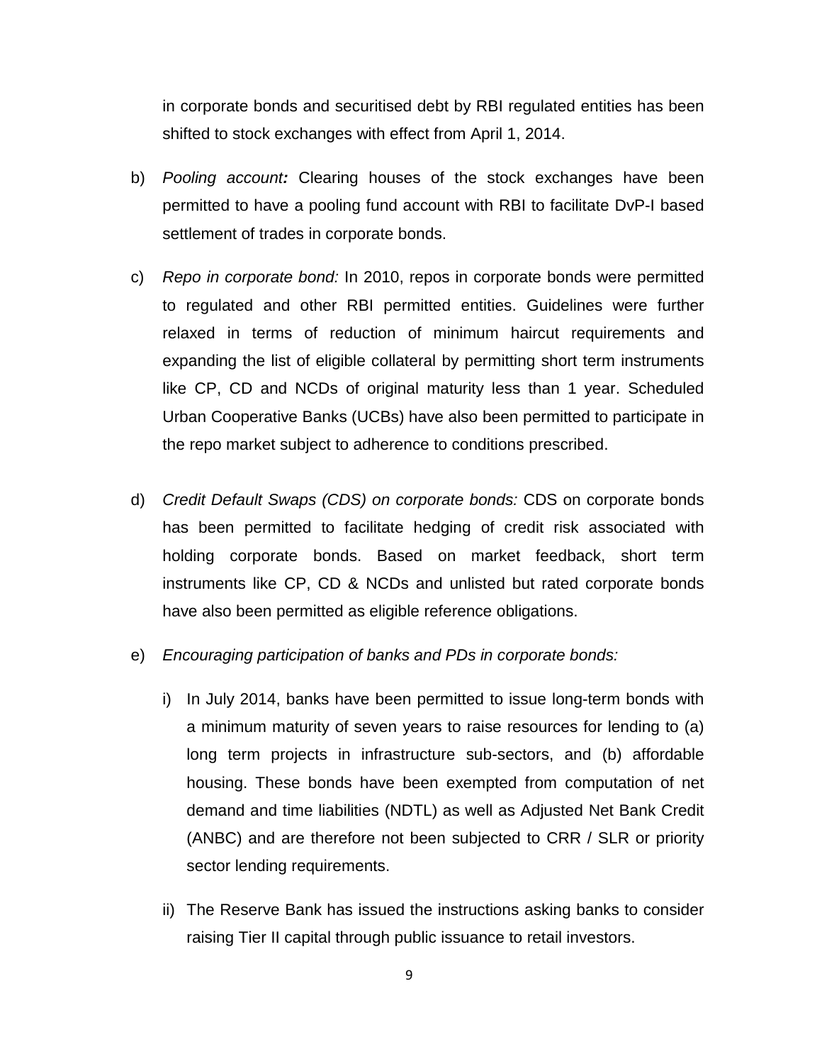in corporate bonds and securitised debt by RBI regulated entities has been shifted to stock exchanges with effect from April 1, 2014.

b) *Pooling account:* Clearing houses of the stock exchanges have been permitted to have a pooling fund account with RBI to facilitate DvP-I based settlement of trades in corporate bonds.

c) *Repo in corporate bond:* In 2010, repos in corporate bonds were permitted to regulated and other RBI permitted entities. Guidelines were further relaxed in terms of reduction of minimum haircut requirements and expanding the list of eligible collateral by permitting short term instruments like CP, CD and NCDs of original maturity less than 1 year. Scheduled Urban Cooperative Banks (UCBs) have also been permitted to participate in the repo market subject to adherence to conditions prescribed.

d) *Credit Default Swaps (CDS) on corporate bonds:* CDS on corporate bonds has been permitted to facilitate hedging of credit risk associated with holding corporate bonds. Based on market feedback, short term instruments like CP, CD & NCDs and unlisted but rated corporate bonds have also been permitted as eligible reference obligations.

e) *Encouraging participation of banks and PDs in corporate bonds:*

   i) In July 2014, banks have been permitted to issue long-term bonds with a minimum maturity of seven years to raise resources for lending to (a) long term projects in infrastructure sub-sectors, and (b) affordable housing. These bonds have been exempted from computation of net demand and time liabilities (NDTL) as well as Adjusted Net Bank Credit (ANBC) and are therefore not been subjected to CRR / SLR or priority sector lending requirements.

   ii) The Reserve Bank has issued the instructions asking banks to consider raising Tier II capital through public issuance to retail investors.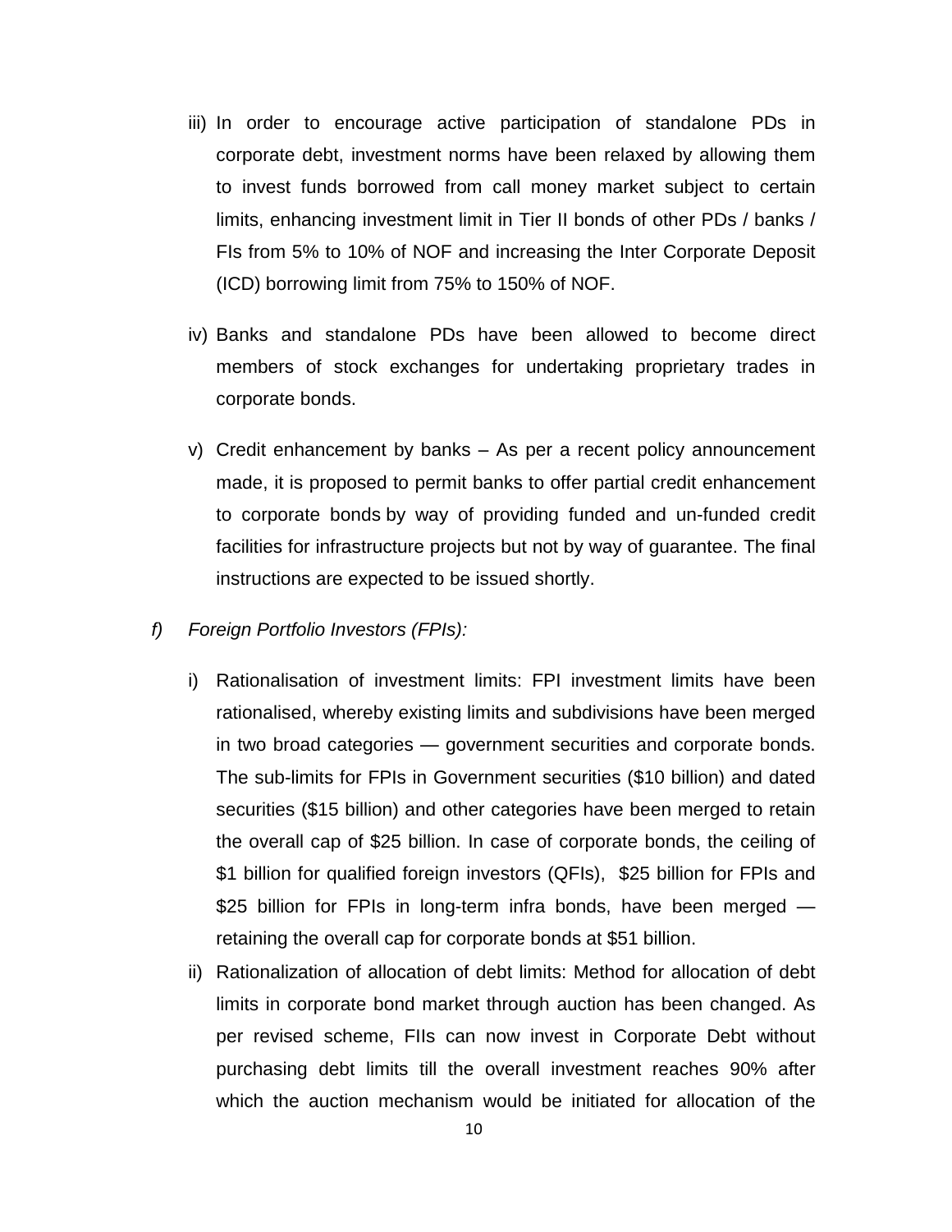iii) In order to encourage active participation of standalone PDs in corporate debt, investment norms have been relaxed by allowing them to invest funds borrowed from call money market subject to certain limits, enhancing investment limit in Tier II bonds of other PDs / banks / FIs from 5% to 10% of NOF and increasing the Inter Corporate Deposit (ICD) borrowing limit from 75% to 150% of NOF.

iv) Banks and standalone PDs have been allowed to become direct members of stock exchanges for undertaking proprietary trades in corporate bonds.

v) Credit enhancement by banks – As per a recent policy announcement made, it is proposed to permit banks to offer partial credit enhancement to corporate bonds by way of providing funded and un-funded credit facilities for infrastructure projects but not by way of guarantee. The final instructions are expected to be issued shortly.

f) *Foreign Portfolio Investors (FPIs):*

i) Rationalisation of investment limits: FPI investment limits have been rationalised, whereby existing limits and subdivisions have been merged in two broad categories — government securities and corporate bonds. The sub-limits for FPIs in Government securities ($10 billion) and dated securities ($15 billion) and other categories have been merged to retain the overall cap of $25 billion. In case of corporate bonds, the ceiling of $1 billion for qualified foreign investors (QFIs), $25 billion for FPIs and $25 billion for FPIs in long-term infra bonds, have been merged — retaining the overall cap for corporate bonds at $51 billion.

ii) Rationalization of allocation of debt limits: Method for allocation of debt limits in corporate bond market through auction has been changed. As per revised scheme, FIIs can now invest in Corporate Debt without purchasing debt limits till the overall investment reaches 90% after which the auction mechanism would be initiated for allocation of the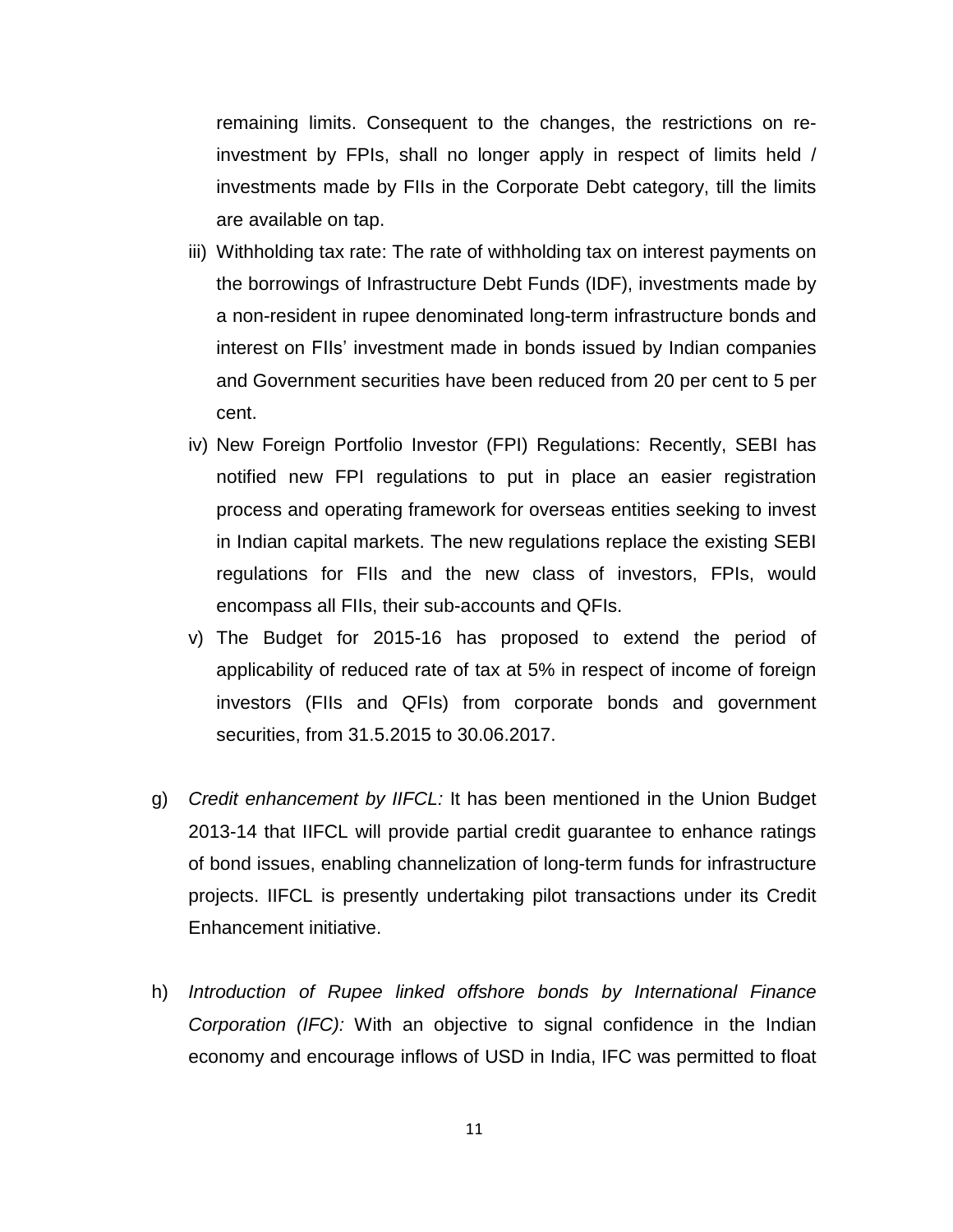remaining limits. Consequent to the changes, the restrictions on re-investment by FPIs, shall no longer apply in respect of limits held / investments made by FIIs in the Corporate Debt category, till the limits are available on tap.

iii) Withholding tax rate: The rate of withholding tax on interest payments on the borrowings of Infrastructure Debt Funds (IDF), investments made by a non-resident in rupee denominated long-term infrastructure bonds and interest on FIIs' investment made in bonds issued by Indian companies and Government securities have been reduced from 20 per cent to 5 per cent.

iv) New Foreign Portfolio Investor (FPI) Regulations: Recently, SEBI has notified new FPI regulations to put in place an easier registration process and operating framework for overseas entities seeking to invest in Indian capital markets. The new regulations replace the existing SEBI regulations for FIIs and the new class of investors, FPIs, would encompass all FIIs, their sub-accounts and QFIs.

v) The Budget for 2015-16 has proposed to extend the period of applicability of reduced rate of tax at 5% in respect of income of foreign investors (FIIs and QFIs) from corporate bonds and government securities, from 31.5.2015 to 30.06.2017.

g) *Credit enhancement by IIFCL:* It has been mentioned in the Union Budget 2013-14 that IIFCL will provide partial credit guarantee to enhance ratings of bond issues, enabling channelization of long-term funds for infrastructure projects. IIFCL is presently undertaking pilot transactions under its Credit Enhancement initiative.

h) *Introduction of Rupee linked offshore bonds by International Finance Corporation (IFC):* With an objective to signal confidence in the Indian economy and encourage inflows of USD in India, IFC was permitted to float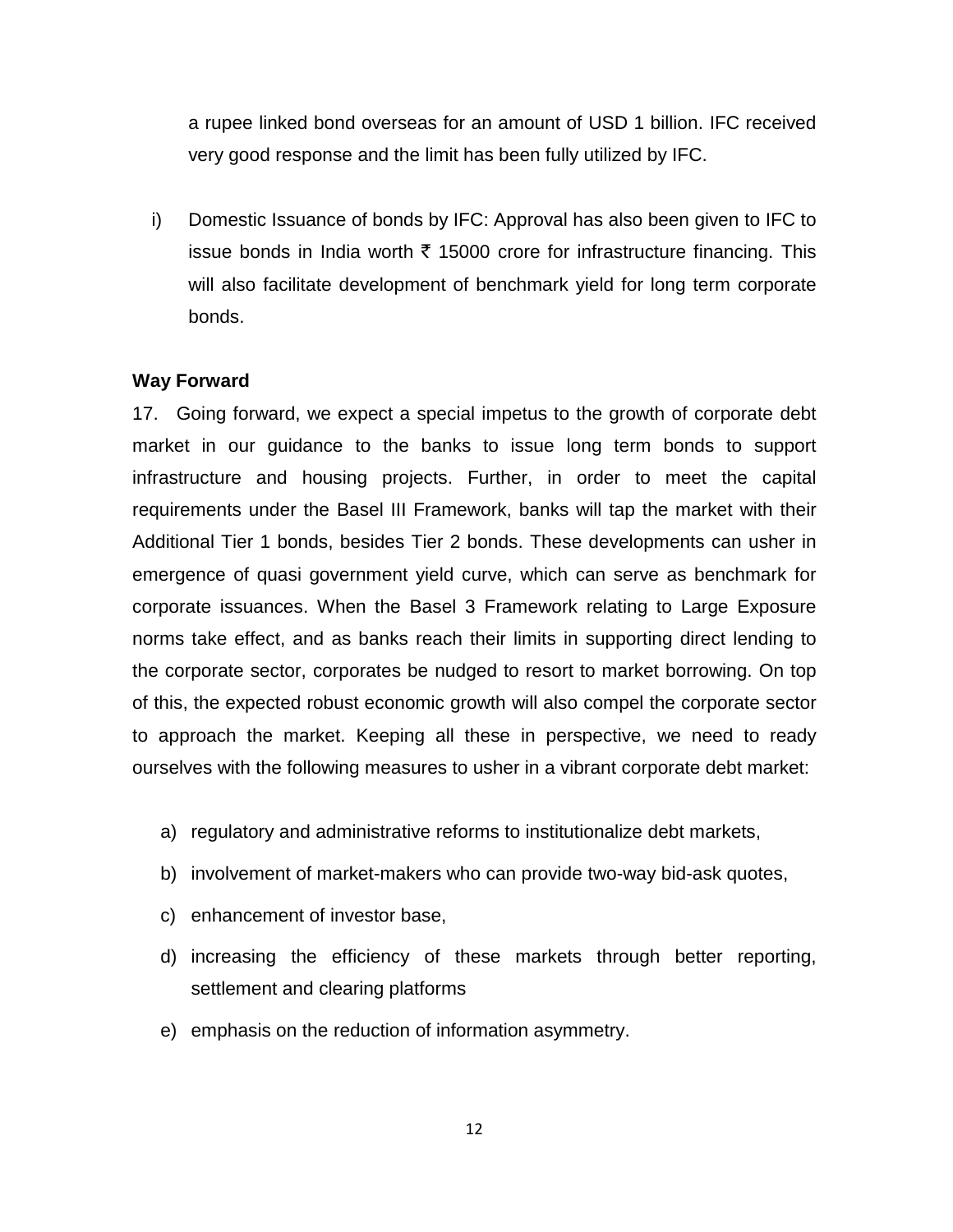a rupee linked bond overseas for an amount of USD 1 billion. IFC received very good response and the limit has been fully utilized by IFC.

i) Domestic Issuance of bonds by IFC: Approval has also been given to IFC to issue bonds in India worth ₹ 15000 crore for infrastructure financing. This will also facilitate development of benchmark yield for long term corporate bonds.

**Way Forward**

17. Going forward, we expect a special impetus to the growth of corporate debt market in our guidance to the banks to issue long term bonds to support infrastructure and housing projects. Further, in order to meet the capital requirements under the Basel III Framework, banks will tap the market with their Additional Tier 1 bonds, besides Tier 2 bonds. These developments can usher in emergence of quasi government yield curve, which can serve as benchmark for corporate issuances. When the Basel 3 Framework relating to Large Exposure norms take effect, and as banks reach their limits in supporting direct lending to the corporate sector, corporates be nudged to resort to market borrowing. On top of this, the expected robust economic growth will also compel the corporate sector to approach the market. Keeping all these in perspective, we need to ready ourselves with the following measures to usher in a vibrant corporate debt market:

a) regulatory and administrative reforms to institutionalize debt markets,
b) involvement of market-makers who can provide two-way bid-ask quotes,
c) enhancement of investor base,
d) increasing the efficiency of these markets through better reporting, settlement and clearing platforms
e) emphasis on the reduction of information asymmetry.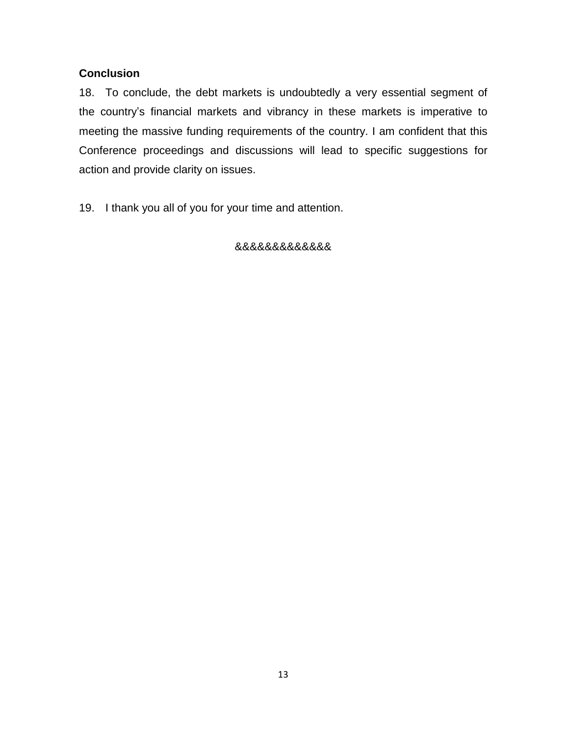**Conclusion**

18. To conclude, the debt markets is undoubtedly a very essential segment of the country's financial markets and vibrancy in these markets is imperative to meeting the massive funding requirements of the country. I am confident that this Conference proceedings and discussions will lead to specific suggestions for action and provide clarity on issues.

19. I thank you all of you for your time and attention.

&&&&&&&&&&&&